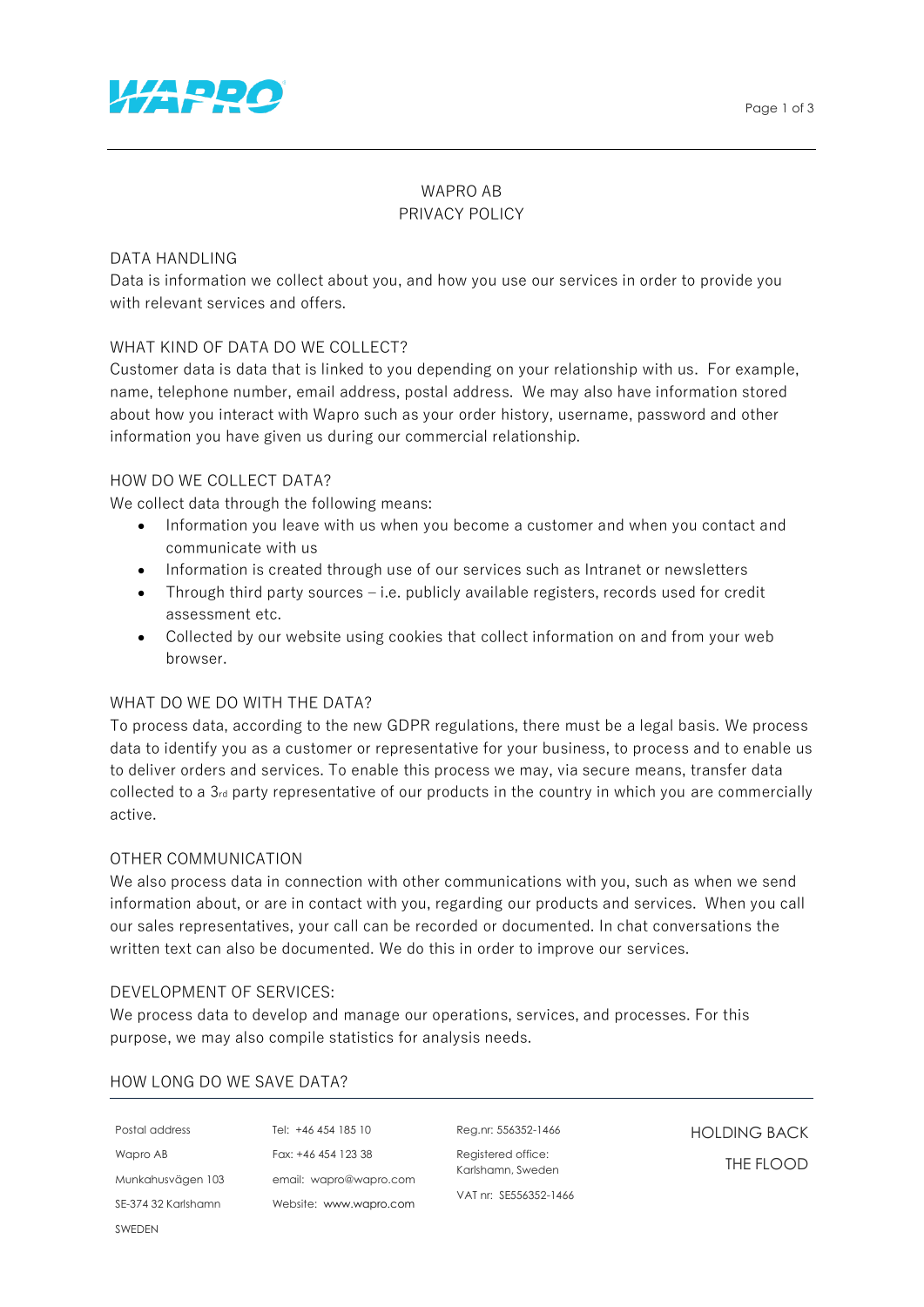# WAPRO AB
# PRIVACY POLICY

## DATA HANDLING

Data is information we collect about you, and how you use our services in order to provide you with relevant services and offers.

## WHAT KIND OF DATA DO WE COLLECT?

Customer data is data that is linked to you depending on your relationship with us. For example, name, telephone number, email address, postal address. We may also have information stored about how you interact with Wapro such as your order history, username, password and other information you have given us during our commercial relationship.

## HOW DO WE COLLECT DATA?

We collect data through the following means:

- Information you leave with us when you become a customer and when you contact and communicate with us
- Information is created through use of our services such as Intranet or newsletters
- Through third party sources – i.e. publicly available registers, records used for credit assessment etc.
- Collected by our website using cookies that collect information on and from your web browser.

## WHAT DO WE DO WITH THE DATA?

To process data, according to the new GDPR regulations, there must be a legal basis. We process data to identify you as a customer or representative for your business, to process and to enable us to deliver orders and services. To enable this process we may, via secure means, transfer data collected to a 3rd party representative of our products in the country in which you are commercially active.

## OTHER COMMUNICATION

We also process data in connection with other communications with you, such as when we send information about, or are in contact with you, regarding our products and services. When you call our sales representatives, your call can be recorded or documented. In chat conversations the written text can also be documented. We do this in order to improve our services.

## DEVELOPMENT OF SERVICES:

We process data to develop and manage our operations, services, and processes. For this purpose, we may also compile statistics for analysis needs.

## HOW LONG DO WE SAVE DATA?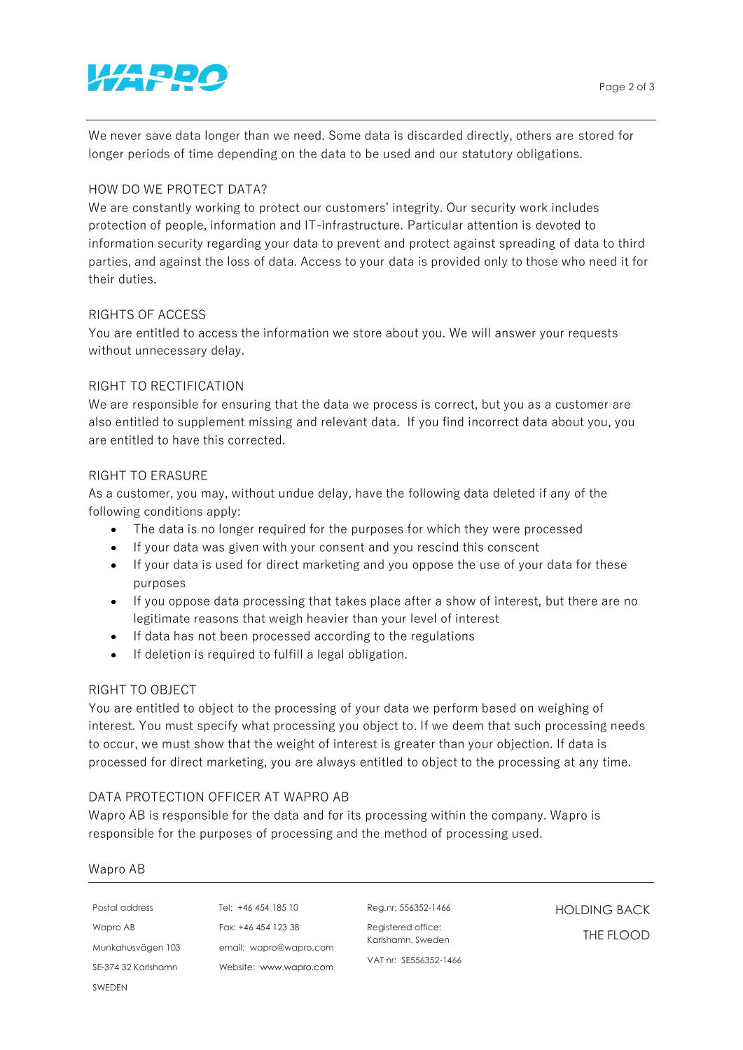We never save data longer than we need. Some data is discarded directly, others are stored for longer periods of time depending on the data to be used and our statutory obligations.

## HOW DO WE PROTECT DATA?

We are constantly working to protect our customers' integrity. Our security work includes protection of people, information and IT-infrastructure. Particular attention is devoted to information security regarding your data to prevent and protect against spreading of data to third parties, and against the loss of data. Access to your data is provided only to those who need it for their duties.

## RIGHTS OF ACCESS

You are entitled to access the information we store about you. We will answer your requests without unnecessary delay.

## RIGHT TO RECTIFICATION

We are responsible for ensuring that the data we process is correct, but you as a customer are also entitled to supplement missing and relevant data. If you find incorrect data about you, you are entitled to have this corrected.

## RIGHT TO ERASURE

As a customer, you may, without undue delay, have the following data deleted if any of the following conditions apply:

- The data is no longer required for the purposes for which they were processed
- If your data was given with your consent and you rescind this conscent
- If your data is used for direct marketing and you oppose the use of your data for these purposes
- If you oppose data processing that takes place after a show of interest, but there are no legitimate reasons that weigh heavier than your level of interest
- If data has not been processed according to the regulations
- If deletion is required to fulfill a legal obligation.

## RIGHT TO OBJECT

You are entitled to object to the processing of your data we perform based on weighing of interest. You must specify what processing you object to. If we deem that such processing needs to occur, we must show that the weight of interest is greater than your objection. If data is processed for direct marketing, you are always entitled to object to the processing at any time.

## DATA PROTECTION OFFICER AT WAPRO AB

Wapro AB is responsible for the data and for its processing within the company. Wapro is responsible for the purposes of processing and the method of processing used.

Wapro AB

| Postal address | Tel: +46 454 185 10 | Reg.nr: 556352-1466 | HOLDING BACK THE FLOOD |
|---|---|---|---|
| Wapro AB | Fax: +46 454 123 38 | Registered office: Karlshamn, Sweden | |
| Munkahusvägen 103 | email: wapro@wapro.com | VAT nr: SE556352-1466 | |
| SE-374 32 Karlshamn | Website: www.wapro.com | | |
| SWEDEN | | | |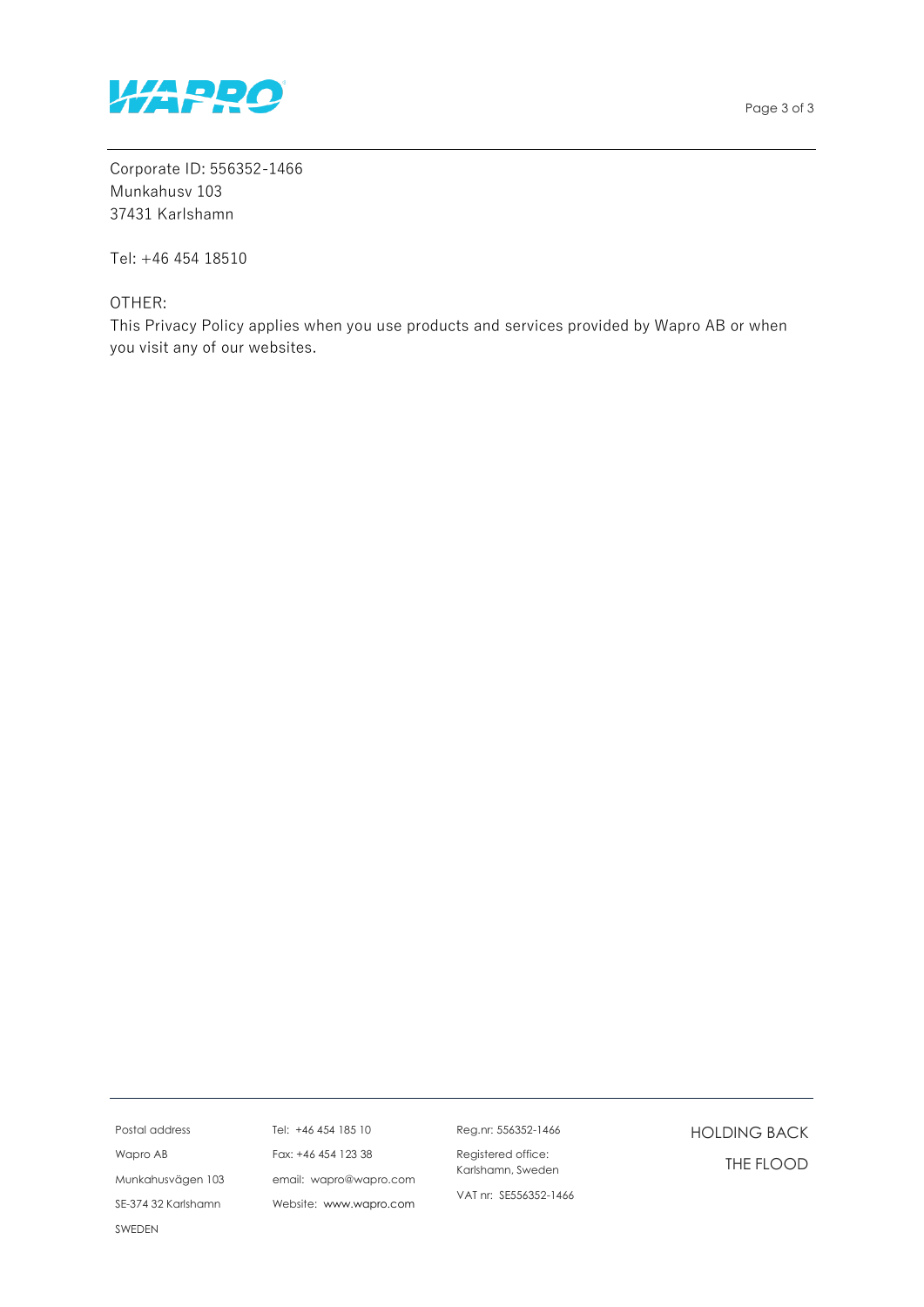Corporate ID: 556352-1466
Munkahusv 103
37431 Karlshamn

Tel: +46 454 18510

OTHER:
This Privacy Policy applies when you use products and services provided by Wapro AB or when you visit any of our websites.